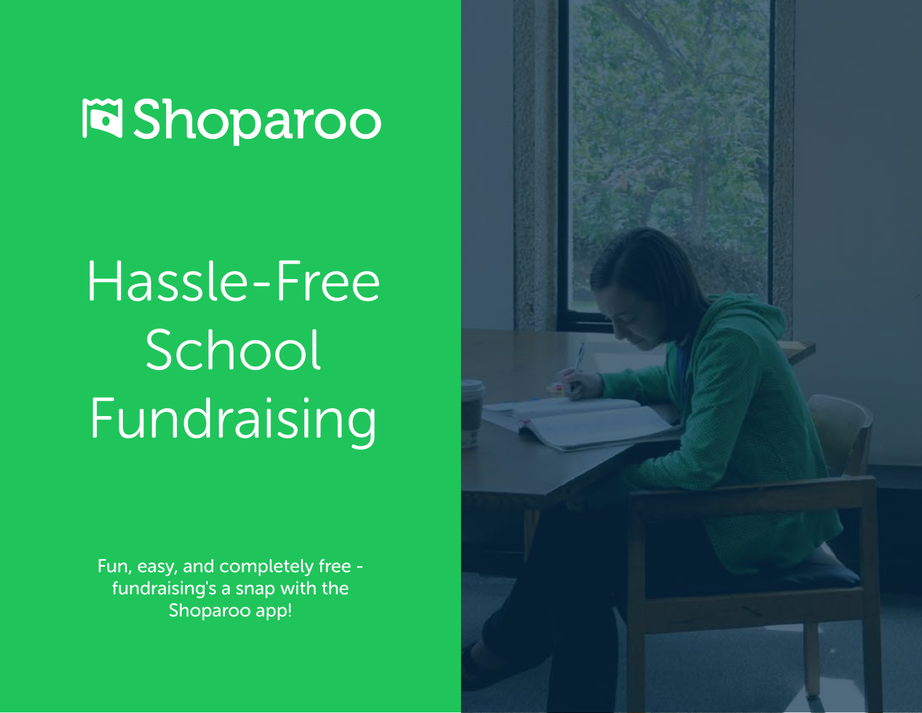# Shoparoo

## Hassle-Free School Fundraising

Fun, easy, and completely free - fundraising's a snap with the Shoparoo app!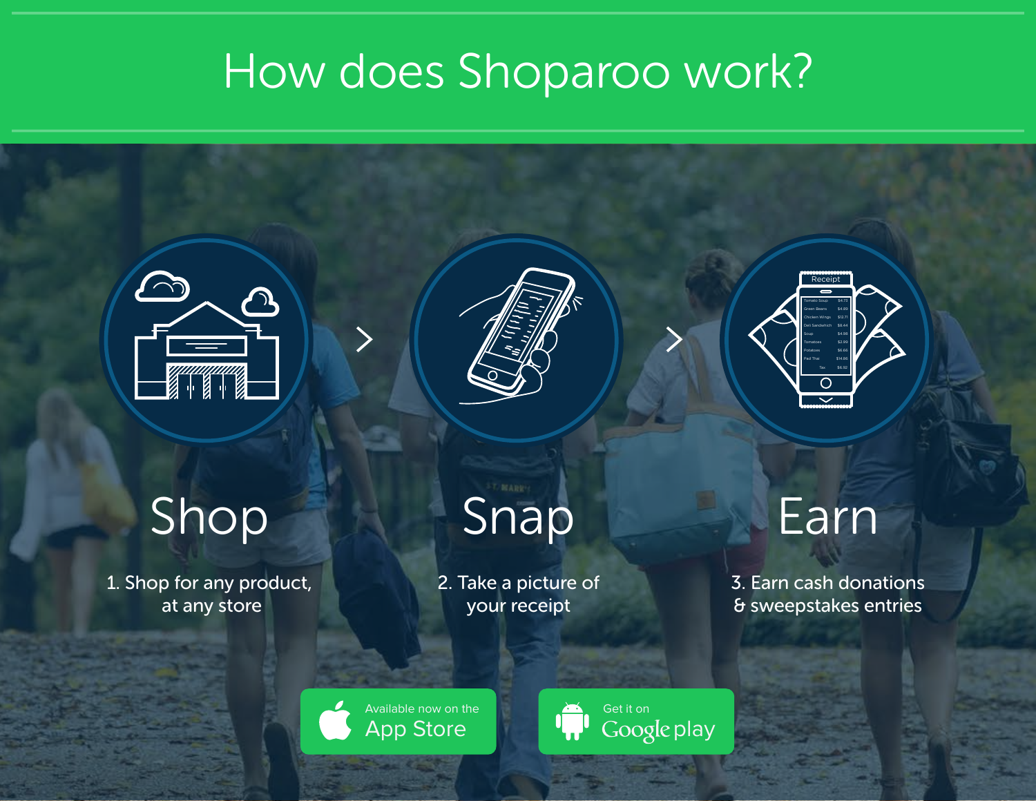# How does Shoparoo work?

## Shop

1. Shop for any product, at any store

## Snap

2. Take a picture of your receipt

## Earn

3. Earn cash donations & sweepstakes entries

Available now on the App Store

Get it on Google play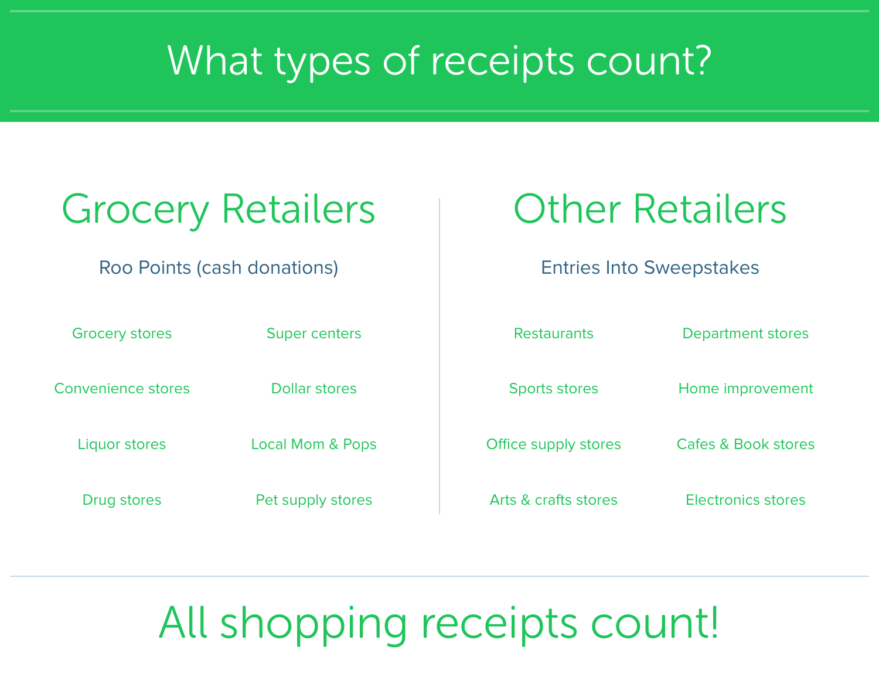# What types of receipts count?

## Grocery Retailers

Roo Points (cash donations)

- Grocery stores
- Super centers
- Convenience stores
- Dollar stores
- Liquor stores
- Local Mom & Pops
- Drug stores
- Pet supply stores

## Other Retailers

Entries Into Sweepstakes

- Restaurants
- Department stores
- Sports stores
- Home improvement
- Office supply stores
- Cafes & Book stores
- Arts & crafts stores
- Electronics stores

## All shopping receipts count!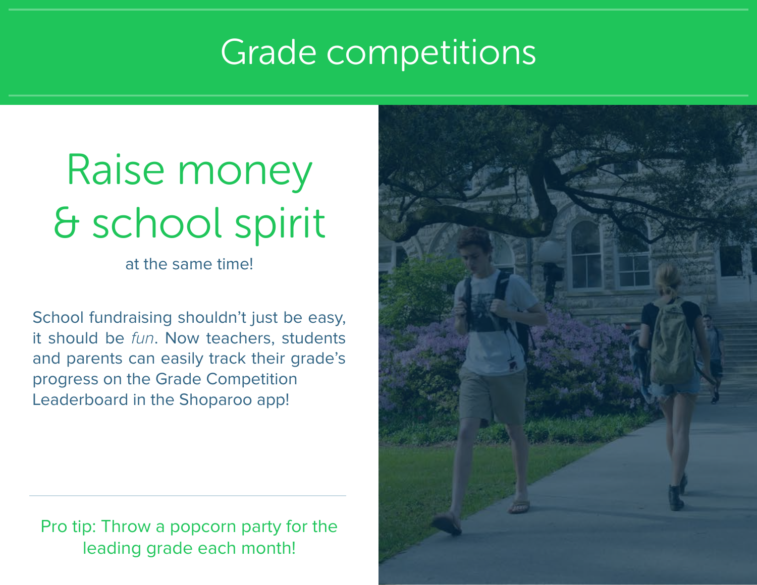# Grade competitions

## Raise money & school spirit

at the same time!

School fundraising shouldn't just be easy, it should be *fun*. Now teachers, students and parents can easily track their grade's progress on the Grade Competition Leaderboard in the Shoparoo app!

---

Pro tip: Throw a popcorn party for the leading grade each month!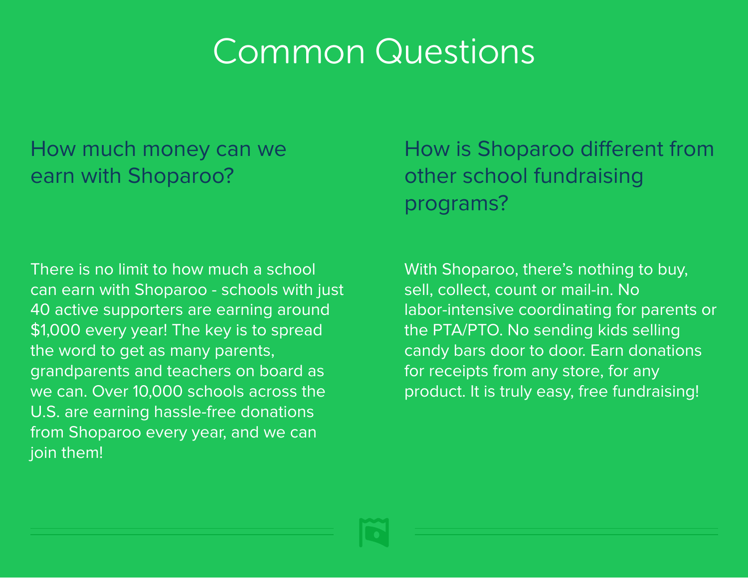# Common Questions

## How much money can we earn with Shoparoo?

There is no limit to how much a school can earn with Shoparoo - schools with just 40 active supporters are earning around $1,000 every year! The key is to spread the word to get as many parents, grandparents and teachers on board as we can. Over 10,000 schools across the U.S. are earning hassle-free donations from Shoparoo every year, and we can join them!

## How is Shoparoo different from other school fundraising programs?

With Shoparoo, there's nothing to buy, sell, collect, count or mail-in. No labor-intensive coordinating for parents or the PTA/PTO. No sending kids selling candy bars door to door. Earn donations for receipts from any store, for any product. It is truly easy, free fundraising!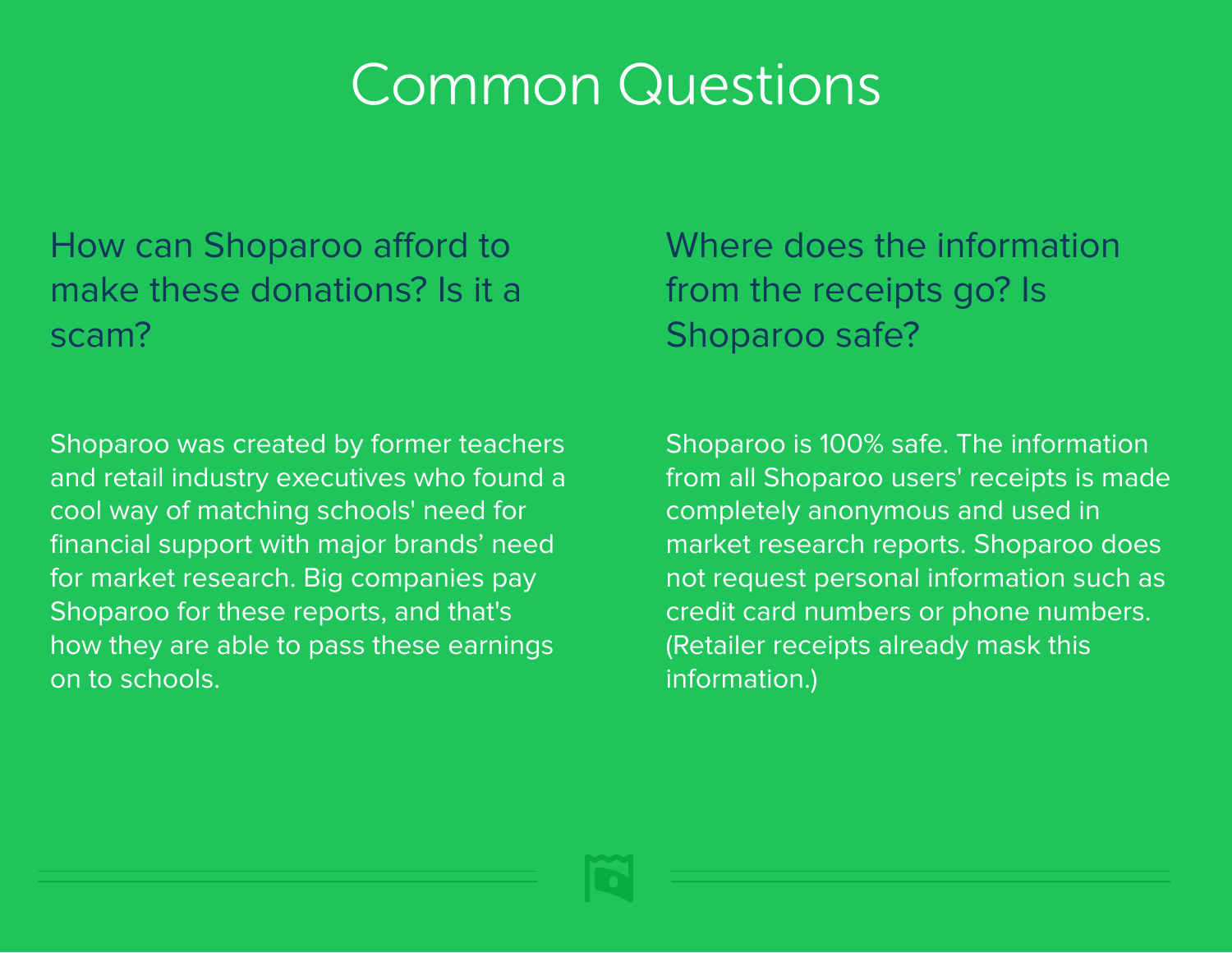# Common Questions

## How can Shoparoo afford to make these donations? Is it a scam?

Shoparoo was created by former teachers and retail industry executives who found a cool way of matching schools' need for financial support with major brands' need for market research. Big companies pay Shoparoo for these reports, and that's how they are able to pass these earnings on to schools.

## Where does the information from the receipts go? Is Shoparoo safe?

Shoparoo is 100% safe. The information from all Shoparoo users' receipts is made completely anonymous and used in market research reports. Shoparoo does not request personal information such as credit card numbers or phone numbers. (Retailer receipts already mask this information.)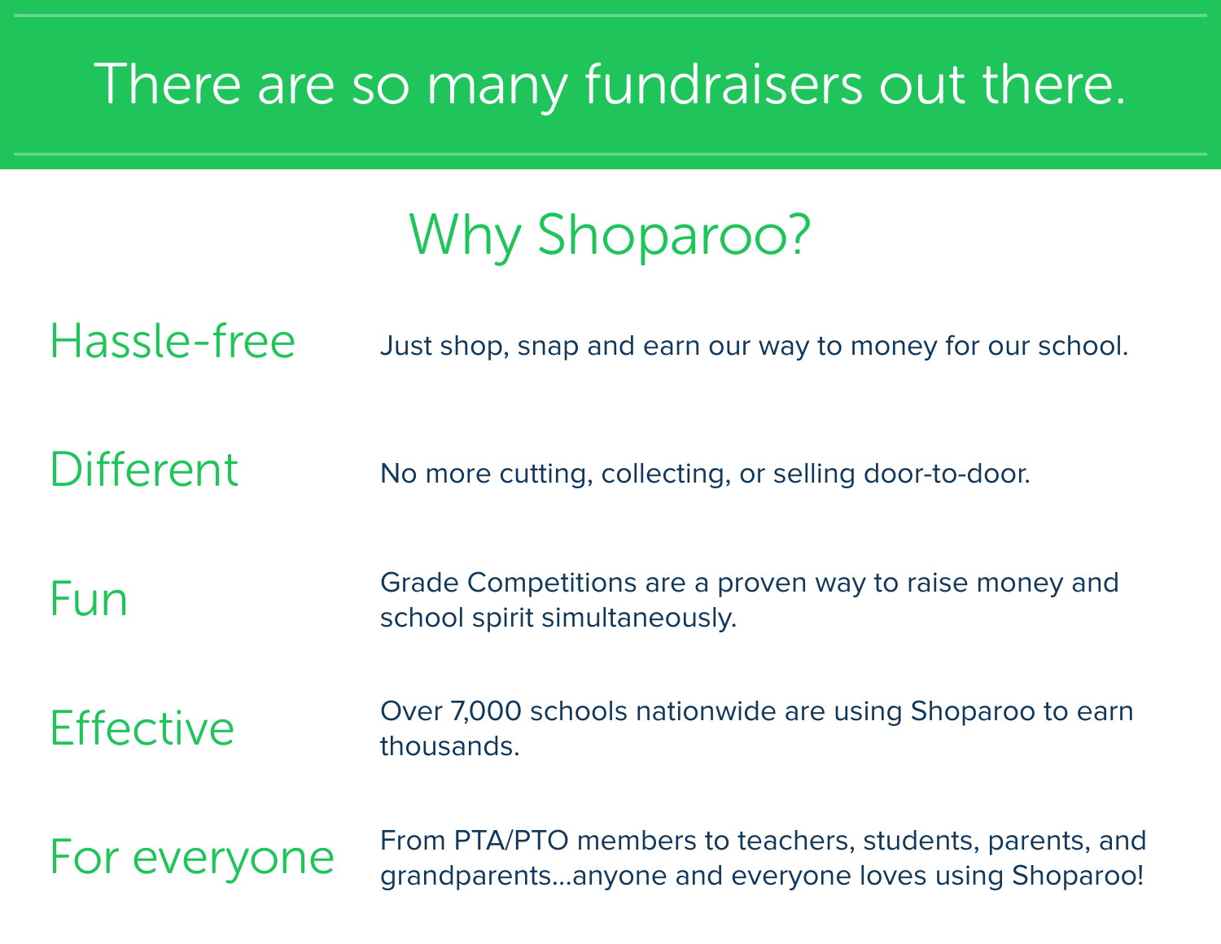# There are so many fundraisers out there.

## Why Shoparoo?

| | |
|---|---|
| Hassle-free | Just shop, snap and earn our way to money for our school. |
| Different | No more cutting, collecting, or selling door-to-door. |
| Fun | Grade Competitions are a proven way to raise money and school spirit simultaneously. |
| Effective | Over 7,000 schools nationwide are using Shoparoo to earn thousands. |
| For everyone | From PTA/PTO members to teachers, students, parents, and grandparents…anyone and everyone loves using Shoparoo! |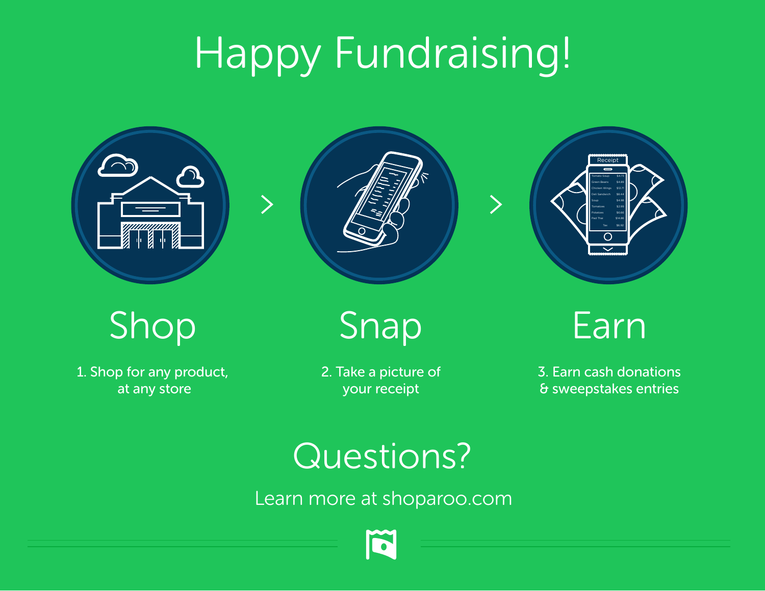# Happy Fundraising!

## Shop

1. Shop for any product, at any store

## Snap

2. Take a picture of your receipt

## Earn

3. Earn cash donations & sweepstakes entries

## Questions?

Learn more at shoparoo.com